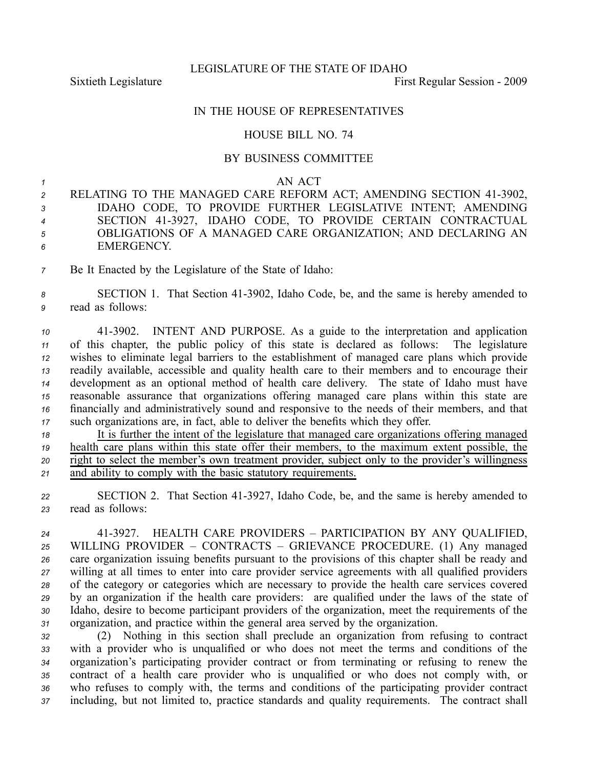LEGISLATURE OF THE STATE OF IDAHO

Sixtieth Legislature First Regular Session - 2009

# IN THE HOUSE OF REPRESENTATIVES

## HOUSE BILL NO. 74

### BY BUSINESS COMMITTEE

AN ACT

RELATING TO THE MANAGED CARE REFORM ACT; AMENDING SECTION 41-3902, IDAHO CODE, TO PROVIDE FURTHER LEGISLATIVE INTENT; AMENDING SECTION 41-3927, IDAHO CODE, TO PROVIDE CERTAIN CONTRACTUAL OBLIGATIONS OF A MANAGED CARE ORGANIZATION; AND DECLARING AN EMERGENCY.

Be It Enacted by the Legislature of the State of Idaho:

SECTION 1. That Section 41-3902, Idaho Code, be, and the same is hereby amended to read as follows:

41-3902. INTENT AND PURPOSE. As a guide to the interpretation and application of this chapter, the public policy of this state is declared as follows: The legislature wishes to eliminate legal barriers to the establishment of managed care plans which provide readily available, accessible and quality health care to their members and to encourage their development as an optional method of health care delivery. The state of Idaho must have reasonable assurance that organizations offering managed care plans within this state are financially and administratively sound and responsive to the needs of their members, and that such organizations are, in fact, able to deliver the benefits which they offer.

<u>It is further the intent of the legislature that managed care organizations offering managed health care plans within this state offer their members, to the maximum extent possible, the right to select the member's own treatment provider, subject only to the provider's willingness and ability to comply with the basic statutory requirements.</u>

SECTION 2. That Section 41-3927, Idaho Code, be, and the same is hereby amended to read as follows:

41-3927. HEALTH CARE PROVIDERS – PARTICIPATION BY ANY QUALIFIED, WILLING PROVIDER – CONTRACTS – GRIEVANCE PROCEDURE. (1) Any managed care organization issuing benefits pursuant to the provisions of this chapter shall be ready and willing at all times to enter into care provider service agreements with all qualified providers of the category or categories which are necessary to provide the health care services covered by an organization if the health care providers: are qualified under the laws of the state of Idaho, desire to become participant providers of the organization, meet the requirements of the organization, and practice within the general area served by the organization.

(2) Nothing in this section shall preclude an organization from refusing to contract with a provider who is unqualified or who does not meet the terms and conditions of the organization's participating provider contract or from terminating or refusing to renew the contract of a health care provider who is unqualified or who does not comply with, or who refuses to comply with, the terms and conditions of the participating provider contract including, but not limited to, practice standards and quality requirements. The contract shall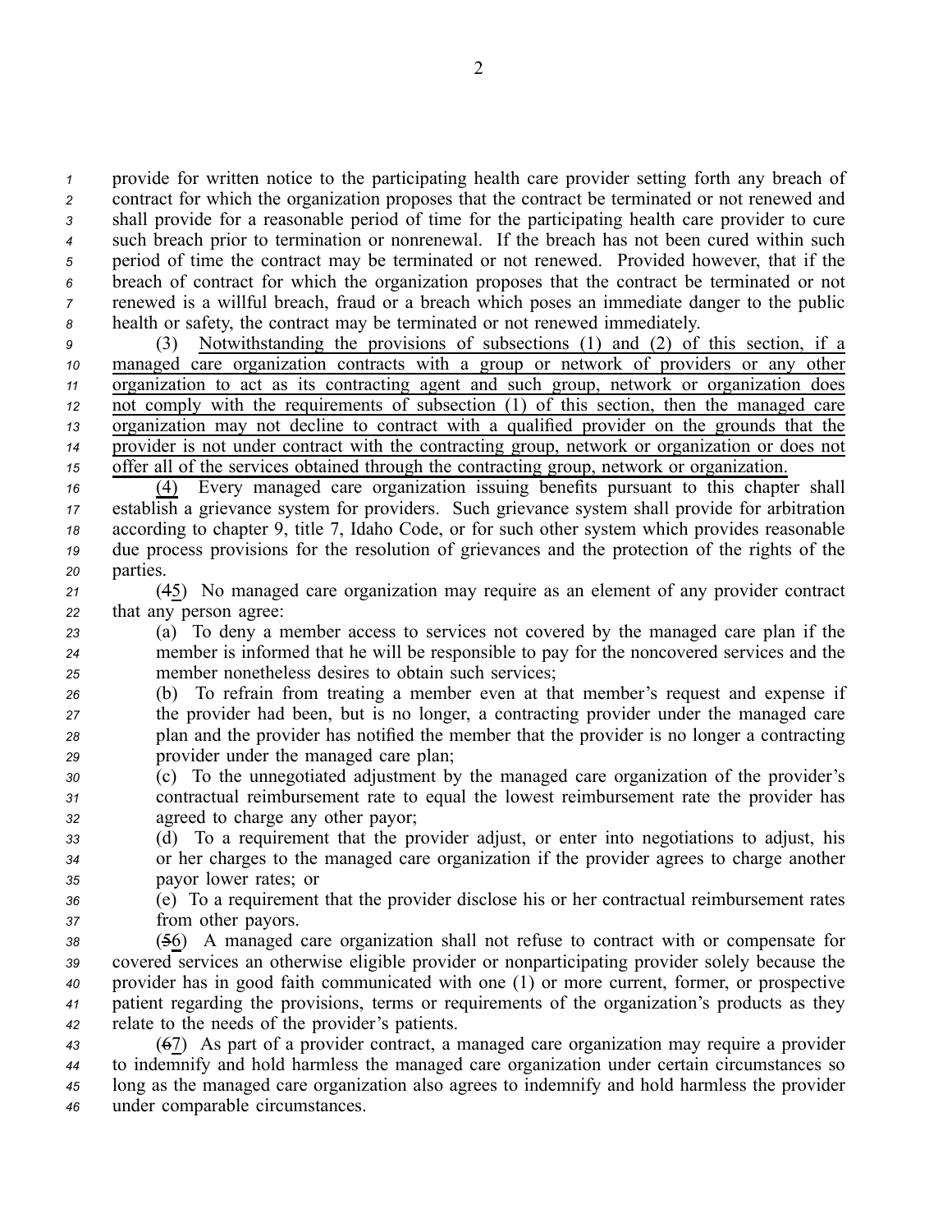provide for written notice to the participating health care provider setting forth any breach of contract for which the organization proposes that the contract be terminated or not renewed and shall provide for a reasonable period of time for the participating health care provider to cure such breach prior to termination or nonrenewal. If the breach has not been cured within such period of time the contract may be terminated or not renewed. Provided however, that if the breach of contract for which the organization proposes that the contract be terminated or not renewed is a willful breach, fraud or a breach which poses an immediate danger to the public health or safety, the contract may be terminated or not renewed immediately.

(3) Notwithstanding the provisions of subsections (1) and (2) of this section, if a managed care organization contracts with a group or network of providers or any other organization to act as its contracting agent and such group, network or organization does not comply with the requirements of subsection (1) of this section, then the managed care organization may not decline to contract with a qualified provider on the grounds that the provider is not under contract with the contracting group, network or organization or does not offer all of the services obtained through the contracting group, network or organization.

(4) Every managed care organization issuing benefits pursuant to this chapter shall establish a grievance system for providers. Such grievance system shall provide for arbitration according to chapter 9, title 7, Idaho Code, or for such other system which provides reasonable due process provisions for the resolution of grievances and the protection of the rights of the parties.

(45) No managed care organization may require as an element of any provider contract that any person agree:

(a) To deny a member access to services not covered by the managed care plan if the member is informed that he will be responsible to pay for the noncovered services and the member nonetheless desires to obtain such services;

(b) To refrain from treating a member even at that member's request and expense if the provider had been, but is no longer, a contracting provider under the managed care plan and the provider has notified the member that the provider is no longer a contracting provider under the managed care plan;

(c) To the unnegotiated adjustment by the managed care organization of the provider's contractual reimbursement rate to equal the lowest reimbursement rate the provider has agreed to charge any other payor;

(d) To a requirement that the provider adjust, or enter into negotiations to adjust, his or her charges to the managed care organization if the provider agrees to charge another payor lower rates; or

(e) To a requirement that the provider disclose his or her contractual reimbursement rates from other payors.

(56) A managed care organization shall not refuse to contract with or compensate for covered services an otherwise eligible provider or nonparticipating provider solely because the provider has in good faith communicated with one (1) or more current, former, or prospective patient regarding the provisions, terms or requirements of the organization's products as they relate to the needs of the provider's patients.

(67) As part of a provider contract, a managed care organization may require a provider to indemnify and hold harmless the managed care organization under certain circumstances so long as the managed care organization also agrees to indemnify and hold harmless the provider under comparable circumstances.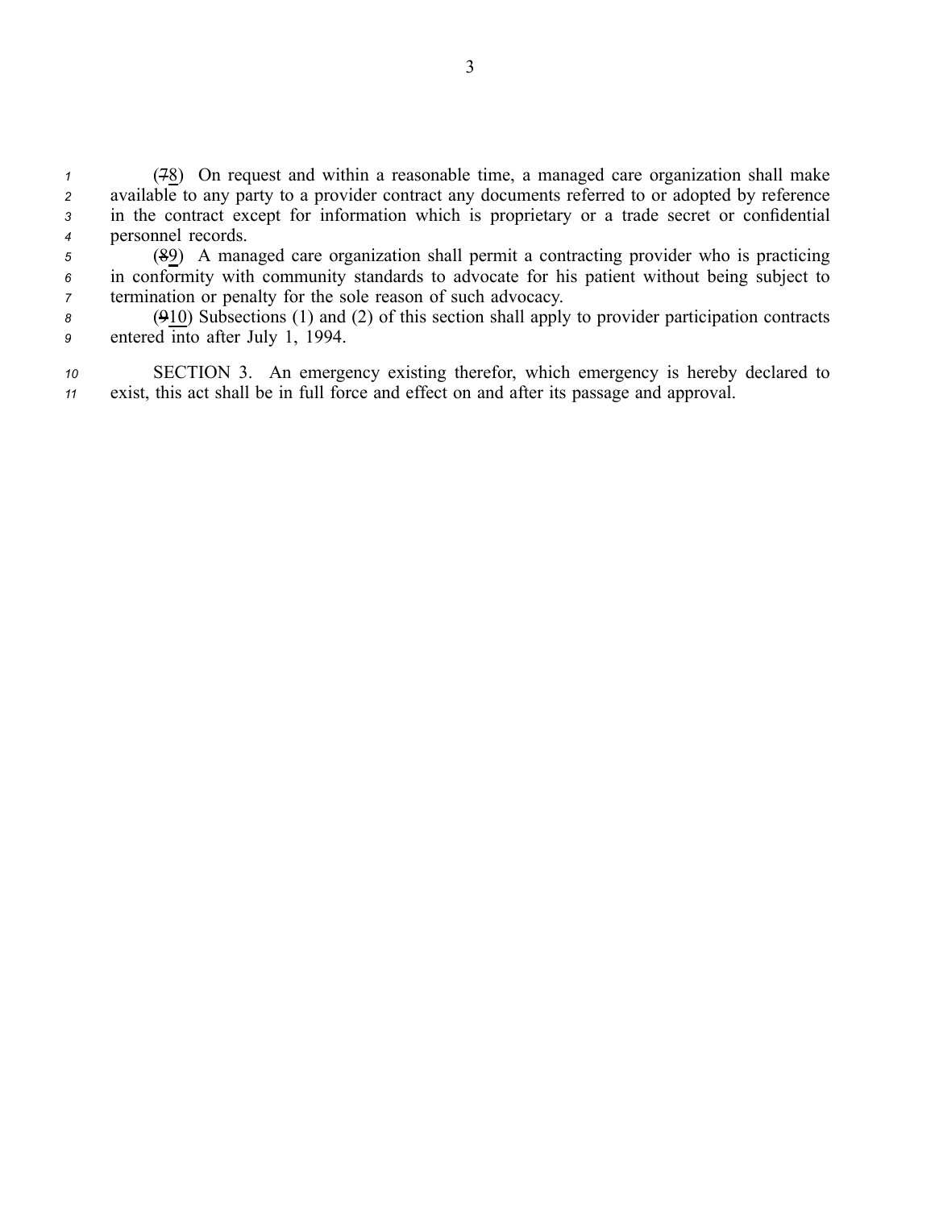(~~7~~8) On request and within a reasonable time, a managed care organization shall make available to any party to a provider contract any documents referred to or adopted by reference in the contract except for information which is proprietary or a trade secret or confidential personnel records.

(~~8~~9) A managed care organization shall permit a contracting provider who is practicing in conformity with community standards to advocate for his patient without being subject to termination or penalty for the sole reason of such advocacy.

(~~9~~10) Subsections (1) and (2) of this section shall apply to provider participation contracts entered into after July 1, 1994.

SECTION 3. An emergency existing therefor, which emergency is hereby declared to exist, this act shall be in full force and effect on and after its passage and approval.